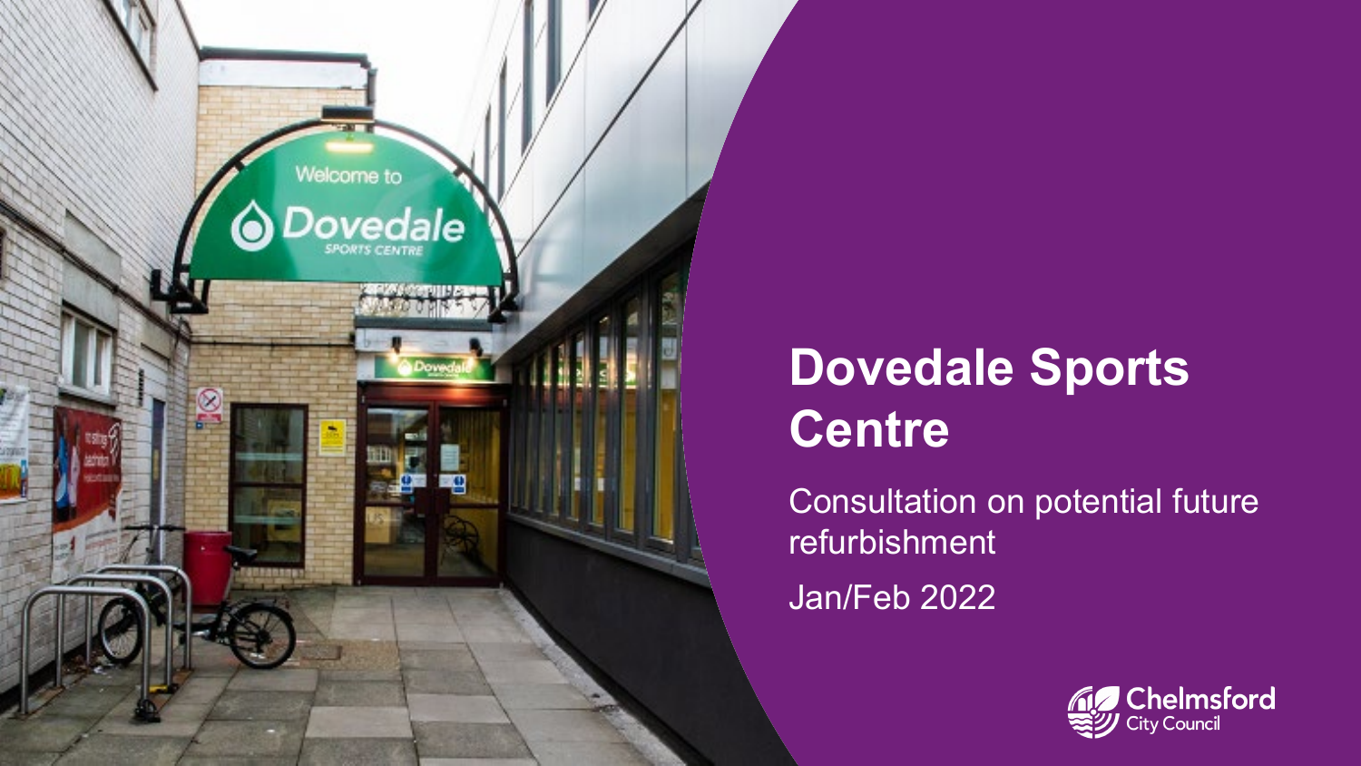# Dovedale Sports Centre

Consultation on potential future refurbishment

Jan/Feb 2022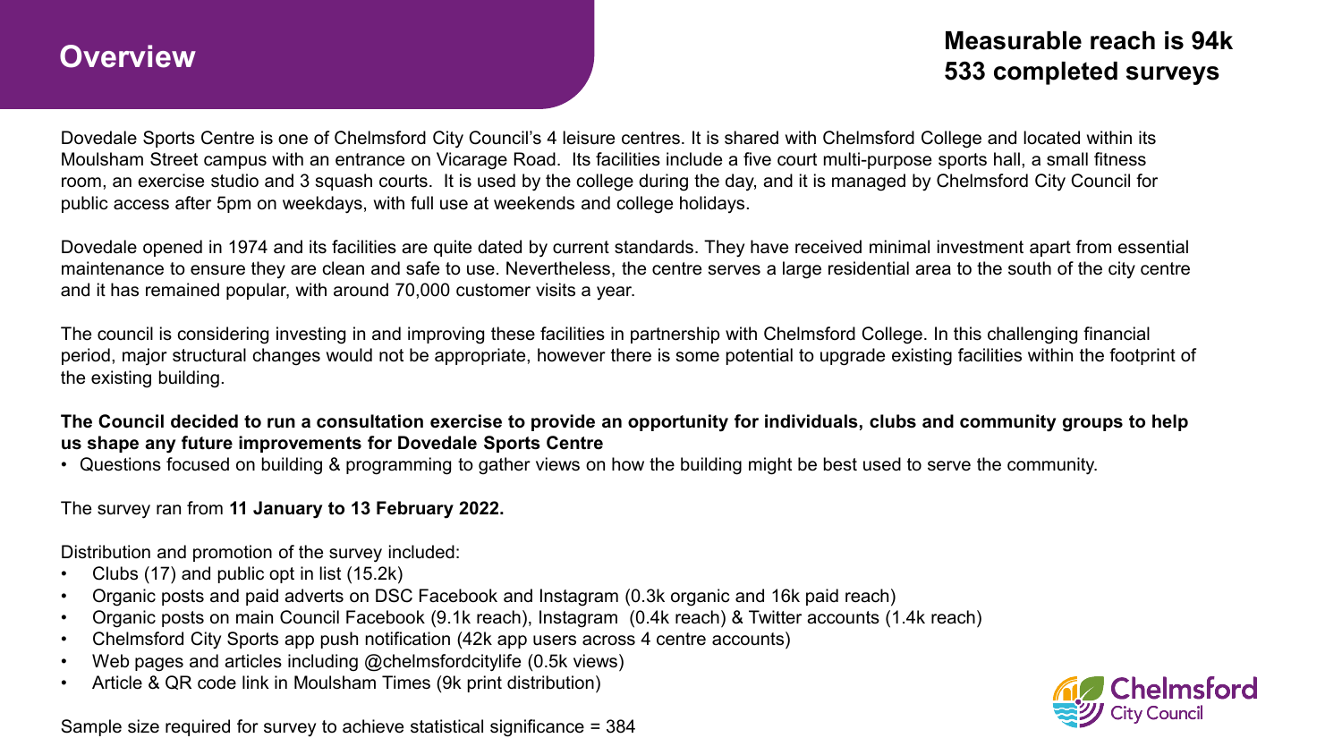## Overview

**Measurable reach is 94k**
**533 completed surveys**

Dovedale Sports Centre is one of Chelmsford City Council's 4 leisure centres. It is shared with Chelmsford College and located within its Moulsham Street campus with an entrance on Vicarage Road. Its facilities include a five court multi-purpose sports hall, a small fitness room, an exercise studio and 3 squash courts. It is used by the college during the day, and it is managed by Chelmsford City Council for public access after 5pm on weekdays, with full use at weekends and college holidays.

Dovedale opened in 1974 and its facilities are quite dated by current standards. They have received minimal investment apart from essential maintenance to ensure they are clean and safe to use. Nevertheless, the centre serves a large residential area to the south of the city centre and it has remained popular, with around 70,000 customer visits a year.

The council is considering investing in and improving these facilities in partnership with Chelmsford College. In this challenging financial period, major structural changes would not be appropriate, however there is some potential to upgrade existing facilities within the footprint of the existing building.

**The Council decided to run a consultation exercise to provide an opportunity for individuals, clubs and community groups to help us shape any future improvements for Dovedale Sports Centre**

- Questions focused on building & programming to gather views on how the building might be best used to serve the community.

The survey ran from **11 January to 13 February 2022.**

Distribution and promotion of the survey included:

- Clubs (17) and public opt in list (15.2k)
- Organic posts and paid adverts on DSC Facebook and Instagram (0.3k organic and 16k paid reach)
- Organic posts on main Council Facebook (9.1k reach), Instagram (0.4k reach) & Twitter accounts (1.4k reach)
- Chelmsford City Sports app push notification (42k app users across 4 centre accounts)
- Web pages and articles including @chelmsfordcitylife (0.5k views)
- Article & QR code link in Moulsham Times (9k print distribution)

Sample size required for survey to achieve statistical significance = 384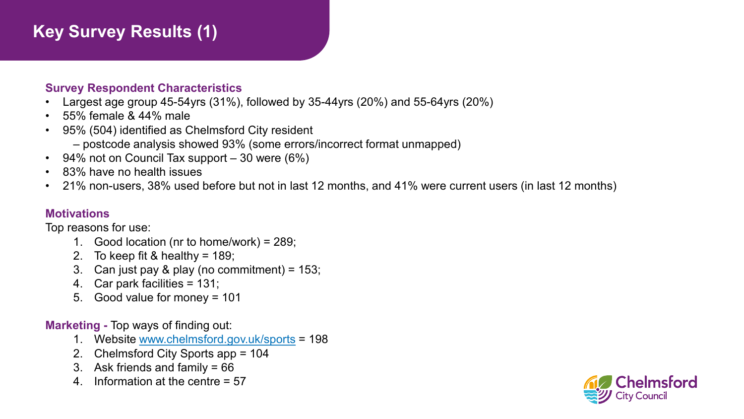# Key Survey Results (1)

### Survey Respondent Characteristics

- Largest age group 45-54yrs (31%), followed by 35-44yrs (20%) and 55-64yrs (20%)
- 55% female & 44% male
- 95% (504) identified as Chelmsford City resident
  – postcode analysis showed 93% (some errors/incorrect format unmapped)
- 94% not on Council Tax support – 30 were (6%)
- 83% have no health issues
- 21% non-users, 38% used before but not in last 12 months, and 41% were current users (in last 12 months)

### Motivations

Top reasons for use:

1. Good location (nr to home/work) = 289;
2. To keep fit & healthy = 189;
3. Can just pay & play (no commitment) = 153;
4. Car park facilities = 131;
5. Good value for money = 101

**Marketing -** Top ways of finding out:

1. Website [www.chelmsford.gov.uk/sports](http://www.chelmsford.gov.uk/sports) = 198
2. Chelmsford City Sports app = 104
3. Ask friends and family = 66
4. Information at the centre = 57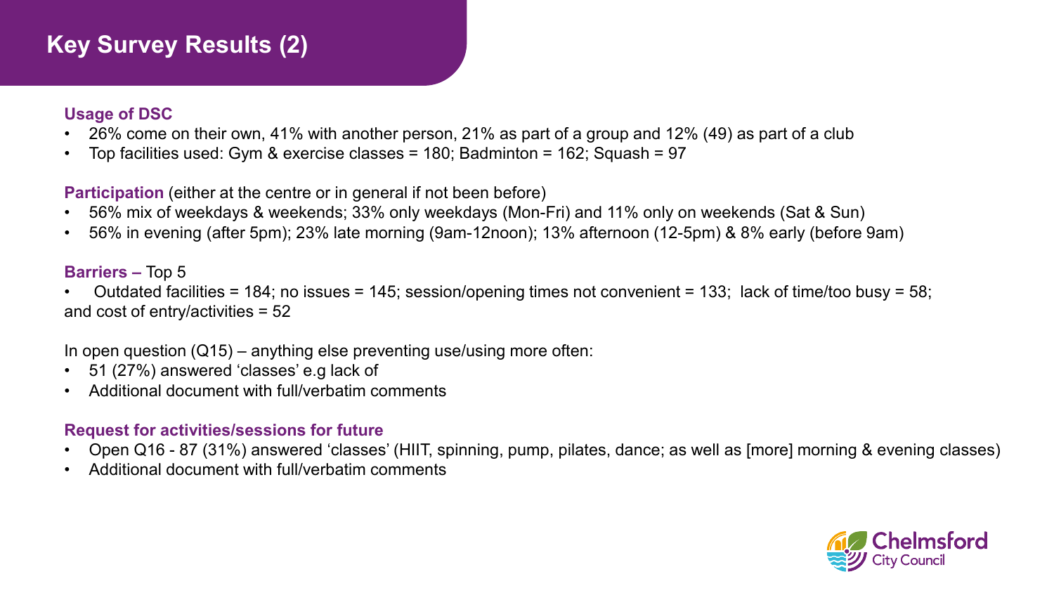# Key Survey Results (2)

**Usage of DSC**

- 26% come on their own, 41% with another person, 21% as part of a group and 12% (49) as part of a club
- Top facilities used: Gym & exercise classes = 180; Badminton = 162; Squash = 97

**Participation** (either at the centre or in general if not been before)

- 56% mix of weekdays & weekends; 33% only weekdays (Mon-Fri) and 11% only on weekends (Sat & Sun)
- 56% in evening (after 5pm); 23% late morning (9am-12noon); 13% afternoon (12-5pm) & 8% early (before 9am)

**Barriers –** Top 5

- Outdated facilities = 184; no issues = 145; session/opening times not convenient = 133; lack of time/too busy = 58; and cost of entry/activities = 52

In open question (Q15) – anything else preventing use/using more often:

- 51 (27%) answered 'classes' e.g lack of
- Additional document with full/verbatim comments

**Request for activities/sessions for future**

- Open Q16 - 87 (31%) answered 'classes' (HIIT, spinning, pump, pilates, dance; as well as [more] morning & evening classes)
- Additional document with full/verbatim comments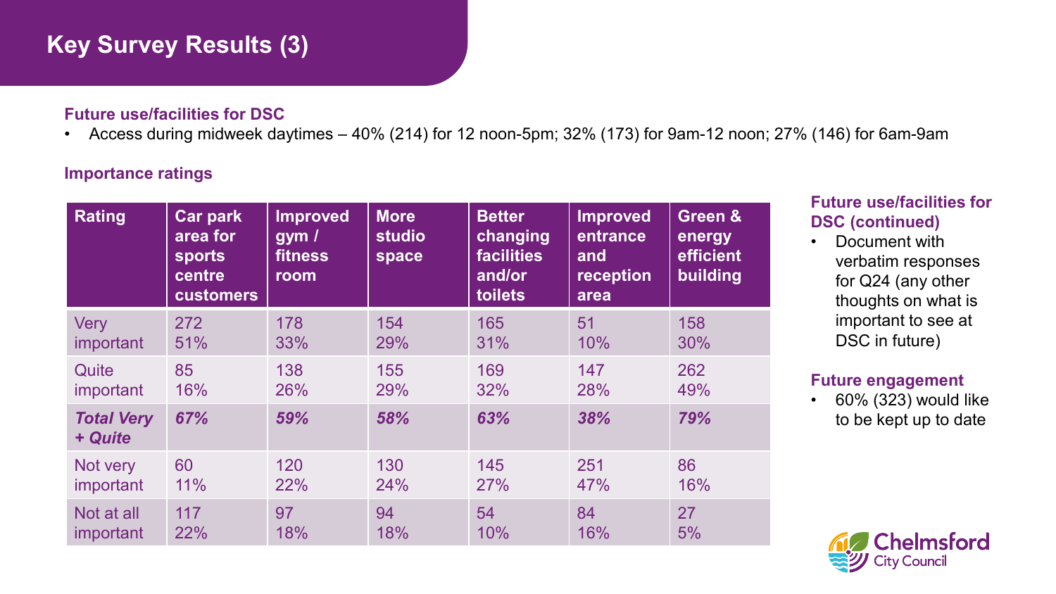# Key Survey Results (3)

### Future use/facilities for DSC

- Access during midweek daytimes – 40% (214) for 12 noon-5pm; 32% (173) for 9am-12 noon; 27% (146) for 6am-9am

### Importance ratings

| Rating | Car park area for sports centre customers | Improved gym / fitness room | More studio space | Better changing facilities and/or toilets | Improved entrance and reception area | Green & energy efficient building |
|---|---|---|---|---|---|---|
| Very important | 272 51% | 178 33% | 154 29% | 165 31% | 51 10% | 158 30% |
| Quite important | 85 16% | 138 26% | 155 29% | 169 32% | 147 28% | 262 49% |
| ***Total Very + Quite*** | ***67%*** | ***59%*** | ***58%*** | ***63%*** | ***38%*** | ***79%*** |
| Not very important | 60 11% | 120 22% | 130 24% | 145 27% | 251 47% | 86 16% |
| Not at all important | 117 22% | 97 18% | 94 18% | 54 10% | 84 16% | 27 5% |

### Future use/facilities for DSC (continued)

- Document with verbatim responses for Q24 (any other thoughts on what is important to see at DSC in future)

### Future engagement

- 60% (323) would like to be kept up to date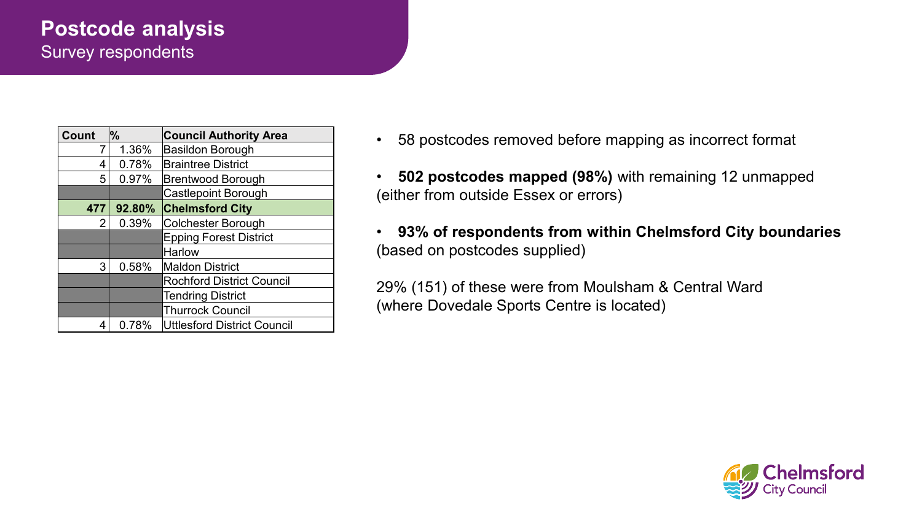# Postcode analysis

Survey respondents

| Count | % | Council Authority Area |
|---|---|---|
| 7 | 1.36% | Basildon Borough |
| 4 | 0.78% | Braintree District |
| 5 | 0.97% | Brentwood Borough |
| | | Castlepoint Borough |
| **477** | **92.80%** | **Chelmsford City** |
| 2 | 0.39% | Colchester Borough |
| | | Epping Forest District |
| | | Harlow |
| 3 | 0.58% | Maldon District |
| | | Rochford District Council |
| | | Tendring District |
| | | Thurrock Council |
| 4 | 0.78% | Uttlesford District Council |

- 58 postcodes removed before mapping as incorrect format
- **502 postcodes mapped (98%)** with remaining 12 unmapped (either from outside Essex or errors)
- **93% of respondents from within Chelmsford City boundaries** (based on postcodes supplied)

29% (151) of these were from Moulsham & Central Ward (where Dovedale Sports Centre is located)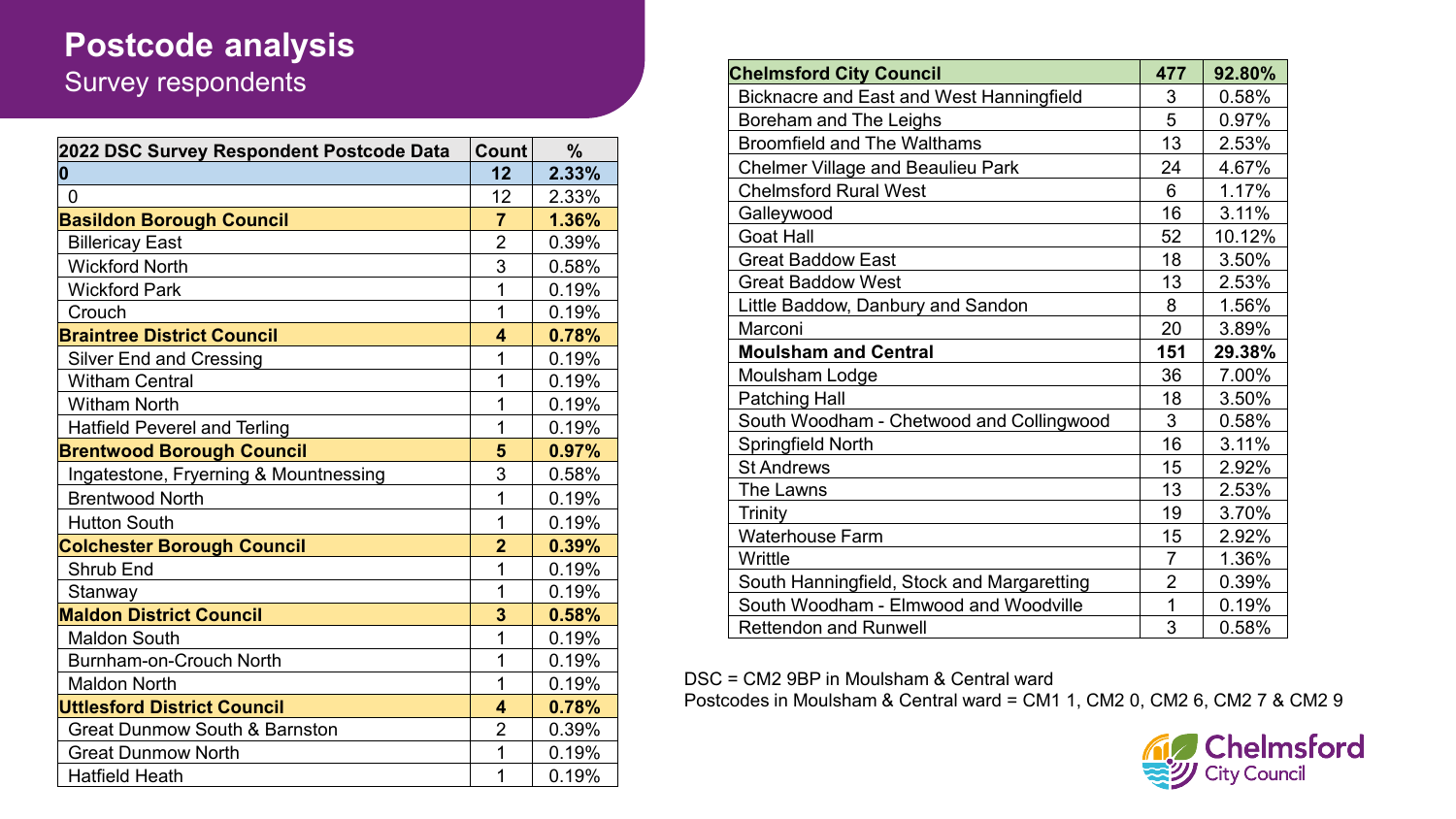# Postcode analysis

## Survey respondents

| 2022 DSC Survey Respondent Postcode Data | Count | % |
|---|---|---|
| **0** | **12** | **2.33%** |
| 0 | 12 | 2.33% |
| **Basildon Borough Council** | **7** | **1.36%** |
| Billericay East | 2 | 0.39% |
| Wickford North | 3 | 0.58% |
| Wickford Park | 1 | 0.19% |
| Crouch | 1 | 0.19% |
| **Braintree District Council** | **4** | **0.78%** |
| Silver End and Cressing | 1 | 0.19% |
| Witham Central | 1 | 0.19% |
| Witham North | 1 | 0.19% |
| Hatfield Peverel and Terling | 1 | 0.19% |
| **Brentwood Borough Council** | **5** | **0.97%** |
| Ingatestone, Fryerning & Mountnessing | 3 | 0.58% |
| Brentwood North | 1 | 0.19% |
| Hutton South | 1 | 0.19% |
| **Colchester Borough Council** | **2** | **0.39%** |
| Shrub End | 1 | 0.19% |
| Stanway | 1 | 0.19% |
| **Maldon District Council** | **3** | **0.58%** |
| Maldon South | 1 | 0.19% |
| Burnham-on-Crouch North | 1 | 0.19% |
| Maldon North | 1 | 0.19% |
| **Uttlesford District Council** | **4** | **0.78%** |
| Great Dunmow South & Barnston | 2 | 0.39% |
| Great Dunmow North | 1 | 0.19% |
| Hatfield Heath | 1 | 0.19% |

| Chelmsford City Council | 477 | 92.80% |
|---|---|---|
| Bicknacre and East and West Hanningfield | 3 | 0.58% |
| Boreham and The Leighs | 5 | 0.97% |
| Broomfield and The Walthams | 13 | 2.53% |
| Chelmer Village and Beaulieu Park | 24 | 4.67% |
| Chelmsford Rural West | 6 | 1.17% |
| Galleywood | 16 | 3.11% |
| Goat Hall | 52 | 10.12% |
| Great Baddow East | 18 | 3.50% |
| Great Baddow West | 13 | 2.53% |
| Little Baddow, Danbury and Sandon | 8 | 1.56% |
| Marconi | 20 | 3.89% |
| **Moulsham and Central** | **151** | **29.38%** |
| Moulsham Lodge | 36 | 7.00% |
| Patching Hall | 18 | 3.50% |
| South Woodham - Chetwood and Collingwood | 3 | 0.58% |
| Springfield North | 16 | 3.11% |
| St Andrews | 15 | 2.92% |
| The Lawns | 13 | 2.53% |
| Trinity | 19 | 3.70% |
| Waterhouse Farm | 15 | 2.92% |
| Writtle | 7 | 1.36% |
| South Hanningfield, Stock and Margaretting | 2 | 0.39% |
| South Woodham - Elmwood and Woodville | 1 | 0.19% |
| Rettendon and Runwell | 3 | 0.58% |

DSC = CM2 9BP in Moulsham & Central ward

Postcodes in Moulsham & Central ward = CM1 1, CM2 0, CM2 6, CM2 7 & CM2 9

Chelmsford City Council